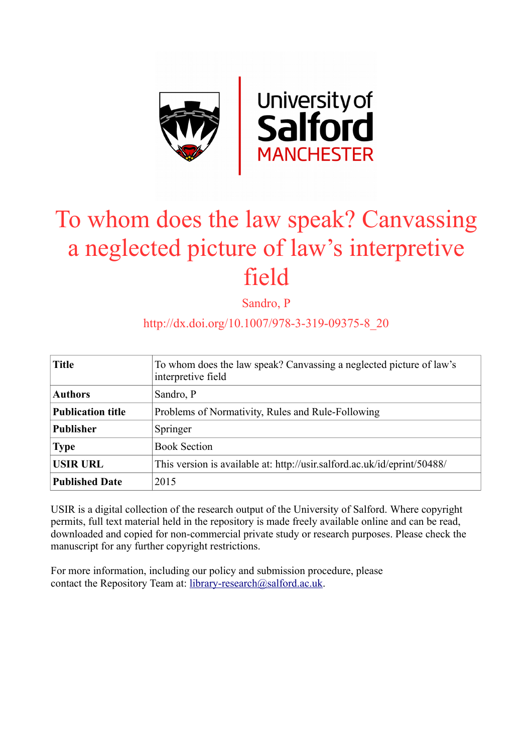# To whom does the law speak? Canvassing a neglected picture of law's interpretive field

Sandro, P

http://dx.doi.org/10.1007/978-3-319-09375-8_20

| **Title** | To whom does the law speak? Canvassing a neglected picture of law's interpretive field |
|---|---|
| **Authors** | Sandro, P |
| **Publication title** | Problems of Normativity, Rules and Rule-Following |
| **Publisher** | Springer |
| **Type** | Book Section |
| **USIR URL** | This version is available at: http://usir.salford.ac.uk/id/eprint/50488/ |
| **Published Date** | 2015 |

USIR is a digital collection of the research output of the University of Salford. Where copyright permits, full text material held in the repository is made freely available online and can be read, downloaded and copied for non-commercial private study or research purposes. Please check the manuscript for any further copyright restrictions.

For more information, including our policy and submission procedure, please contact the Repository Team at: library-research@salford.ac.uk.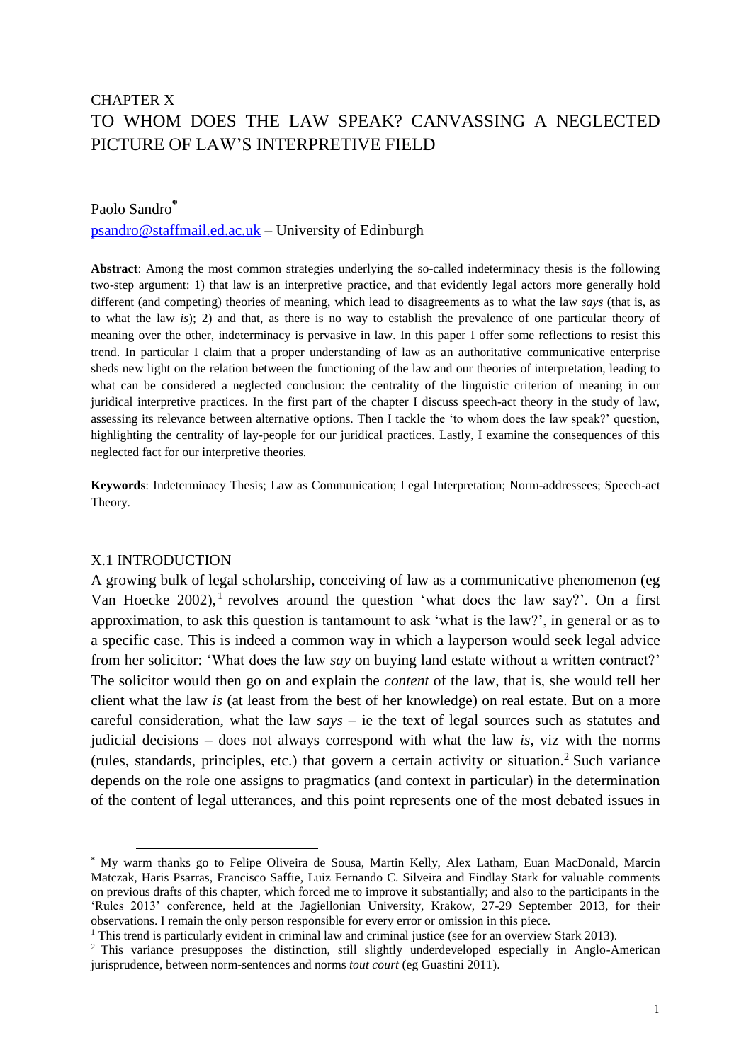CHAPTER X

# TO WHOM DOES THE LAW SPEAK? CANVASSING A NEGLECTED PICTURE OF LAW'S INTERPRETIVE FIELD

Paolo Sandro*

psandro@staffmail.ed.ac.uk – University of Edinburgh

**Abstract**: Among the most common strategies underlying the so-called indeterminacy thesis is the following two-step argument: 1) that law is an interpretive practice, and that evidently legal actors more generally hold different (and competing) theories of meaning, which lead to disagreements as to what the law *says* (that is, as to what the law *is*); 2) and that, as there is no way to establish the prevalence of one particular theory of meaning over the other, indeterminacy is pervasive in law. In this paper I offer some reflections to resist this trend. In particular I claim that a proper understanding of law as an authoritative communicative enterprise sheds new light on the relation between the functioning of the law and our theories of interpretation, leading to what can be considered a neglected conclusion: the centrality of the linguistic criterion of meaning in our juridical interpretive practices. In the first part of the chapter I discuss speech-act theory in the study of law, assessing its relevance between alternative options. Then I tackle the 'to whom does the law speak?' question, highlighting the centrality of lay-people for our juridical practices. Lastly, I examine the consequences of this neglected fact for our interpretive theories.

**Keywords**: Indeterminacy Thesis; Law as Communication; Legal Interpretation; Norm-addressees; Speech-act Theory.

## X.1 INTRODUCTION

A growing bulk of legal scholarship, conceiving of law as a communicative phenomenon (eg Van Hoecke 2002),[1] revolves around the question 'what does the law say?'. On a first approximation, to ask this question is tantamount to ask 'what is the law?', in general or as to a specific case. This is indeed a common way in which a layperson would seek legal advice from her solicitor: 'What does the law *say* on buying land estate without a written contract?' The solicitor would then go on and explain the *content* of the law, that is, she would tell her client what the law *is* (at least from the best of her knowledge) on real estate. But on a more careful consideration, what the law *says* – ie the text of legal sources such as statutes and judicial decisions – does not always correspond with what the law *is*, viz with the norms (rules, standards, principles, etc.) that govern a certain activity or situation.[2] Such variance depends on the role one assigns to pragmatics (and context in particular) in the determination of the content of legal utterances, and this point represents one of the most debated issues in

---

* My warm thanks go to Felipe Oliveira de Sousa, Martin Kelly, Alex Latham, Euan MacDonald, Marcin Matczak, Haris Psarras, Francisco Saffie, Luiz Fernando C. Silveira and Findlay Stark for valuable comments on previous drafts of this chapter, which forced me to improve it substantially; and also to the participants in the 'Rules 2013' conference, held at the Jagiellonian University, Krakow, 27-29 September 2013, for their observations. I remain the only person responsible for every error or omission in this piece.

[1] This trend is particularly evident in criminal law and criminal justice (see for an overview Stark 2013).

[2] This variance presupposes the distinction, still slightly underdeveloped especially in Anglo-American jurisprudence, between norm-sentences and norms *tout court* (eg Guastini 2011).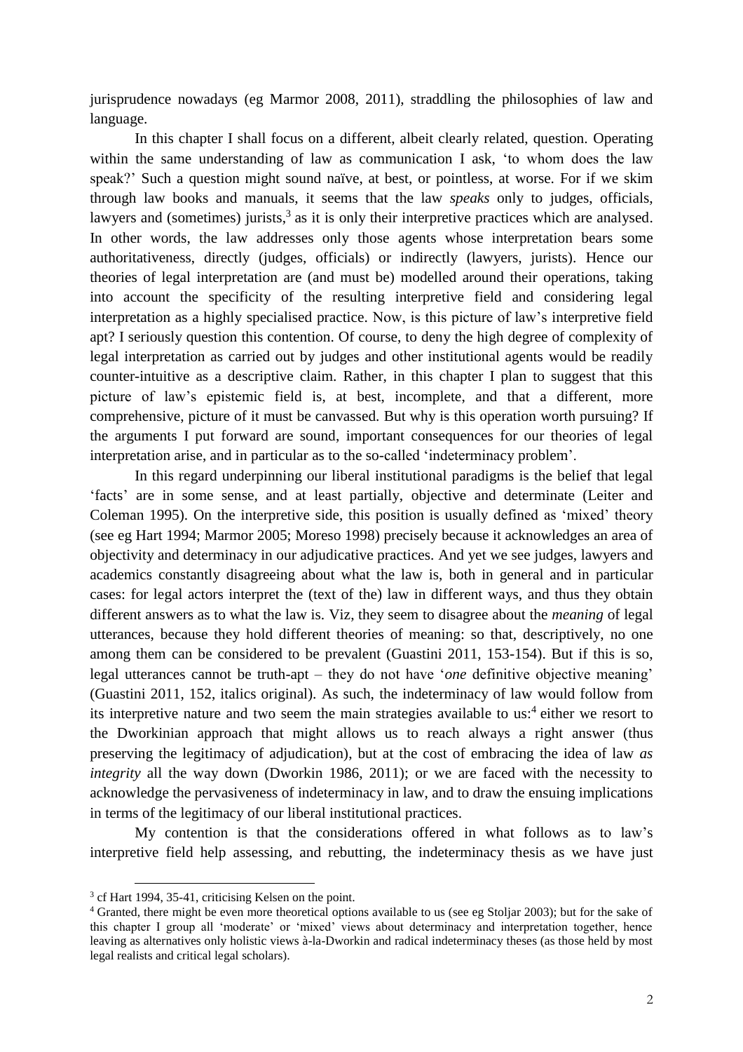jurisprudence nowadays (eg Marmor 2008, 2011), straddling the philosophies of law and language.

In this chapter I shall focus on a different, albeit clearly related, question. Operating within the same understanding of law as communication I ask, 'to whom does the law speak?' Such a question might sound naïve, at best, or pointless, at worse. For if we skim through law books and manuals, it seems that the law *speaks* only to judges, officials, lawyers and (sometimes) jurists,[3] as it is only their interpretive practices which are analysed. In other words, the law addresses only those agents whose interpretation bears some authoritativeness, directly (judges, officials) or indirectly (lawyers, jurists). Hence our theories of legal interpretation are (and must be) modelled around their operations, taking into account the specificity of the resulting interpretive field and considering legal interpretation as a highly specialised practice. Now, is this picture of law's interpretive field apt? I seriously question this contention. Of course, to deny the high degree of complexity of legal interpretation as carried out by judges and other institutional agents would be readily counter-intuitive as a descriptive claim. Rather, in this chapter I plan to suggest that this picture of law's epistemic field is, at best, incomplete, and that a different, more comprehensive, picture of it must be canvassed. But why is this operation worth pursuing? If the arguments I put forward are sound, important consequences for our theories of legal interpretation arise, and in particular as to the so-called 'indeterminacy problem'.

In this regard underpinning our liberal institutional paradigms is the belief that legal 'facts' are in some sense, and at least partially, objective and determinate (Leiter and Coleman 1995). On the interpretive side, this position is usually defined as 'mixed' theory (see eg Hart 1994; Marmor 2005; Moreso 1998) precisely because it acknowledges an area of objectivity and determinacy in our adjudicative practices. And yet we see judges, lawyers and academics constantly disagreeing about what the law is, both in general and in particular cases: for legal actors interpret the (text of the) law in different ways, and thus they obtain different answers as to what the law is. Viz, they seem to disagree about the *meaning* of legal utterances, because they hold different theories of meaning: so that, descriptively, no one among them can be considered to be prevalent (Guastini 2011, 153-154). But if this is so, legal utterances cannot be truth-apt – they do not have '*one* definitive objective meaning' (Guastini 2011, 152, italics original). As such, the indeterminacy of law would follow from its interpretive nature and two seem the main strategies available to us:[4] either we resort to the Dworkinian approach that might allows us to reach always a right answer (thus preserving the legitimacy of adjudication), but at the cost of embracing the idea of law *as integrity* all the way down (Dworkin 1986, 2011); or we are faced with the necessity to acknowledge the pervasiveness of indeterminacy in law, and to draw the ensuing implications in terms of the legitimacy of our liberal institutional practices.

My contention is that the considerations offered in what follows as to law's interpretive field help assessing, and rebutting, the indeterminacy thesis as we have just

[3] cf Hart 1994, 35-41, criticising Kelsen on the point.

[4] Granted, there might be even more theoretical options available to us (see eg Stoljar 2003); but for the sake of this chapter I group all 'moderate' or 'mixed' views about determinacy and interpretation together, hence leaving as alternatives only holistic views à-la-Dworkin and radical indeterminacy theses (as those held by most legal realists and critical legal scholars).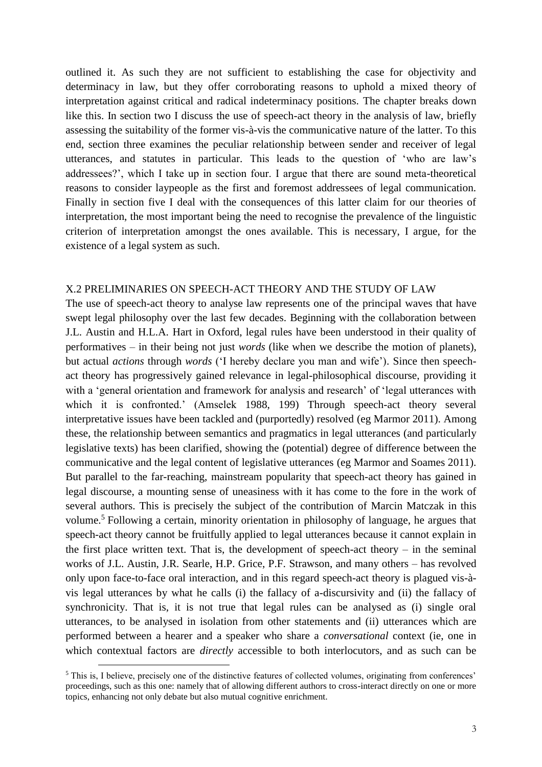outlined it. As such they are not sufficient to establishing the case for objectivity and determinacy in law, but they offer corroborating reasons to uphold a mixed theory of interpretation against critical and radical indeterminacy positions. The chapter breaks down like this. In section two I discuss the use of speech-act theory in the analysis of law, briefly assessing the suitability of the former vis-à-vis the communicative nature of the latter. To this end, section three examines the peculiar relationship between sender and receiver of legal utterances, and statutes in particular. This leads to the question of 'who are law's addressees?', which I take up in section four. I argue that there are sound meta-theoretical reasons to consider laypeople as the first and foremost addressees of legal communication. Finally in section five I deal with the consequences of this latter claim for our theories of interpretation, the most important being the need to recognise the prevalence of the linguistic criterion of interpretation amongst the ones available. This is necessary, I argue, for the existence of a legal system as such.

## X.2 PRELIMINARIES ON SPEECH-ACT THEORY AND THE STUDY OF LAW

The use of speech-act theory to analyse law represents one of the principal waves that have swept legal philosophy over the last few decades. Beginning with the collaboration between J.L. Austin and H.L.A. Hart in Oxford, legal rules have been understood in their quality of performatives – in their being not just *words* (like when we describe the motion of planets), but actual *actions* through *words* ('I hereby declare you man and wife'). Since then speech-act theory has progressively gained relevance in legal-philosophical discourse, providing it with a 'general orientation and framework for analysis and research' of 'legal utterances with which it is confronted.' (Amselek 1988, 199) Through speech-act theory several interpretative issues have been tackled and (purportedly) resolved (eg Marmor 2011). Among these, the relationship between semantics and pragmatics in legal utterances (and particularly legislative texts) has been clarified, showing the (potential) degree of difference between the communicative and the legal content of legislative utterances (eg Marmor and Soames 2011). But parallel to the far-reaching, mainstream popularity that speech-act theory has gained in legal discourse, a mounting sense of uneasiness with it has come to the fore in the work of several authors. This is precisely the subject of the contribution of Marcin Matczak in this volume.[5] Following a certain, minority orientation in philosophy of language, he argues that speech-act theory cannot be fruitfully applied to legal utterances because it cannot explain in the first place written text. That is, the development of speech-act theory – in the seminal works of J.L. Austin, J.R. Searle, H.P. Grice, P.F. Strawson, and many others – has revolved only upon face-to-face oral interaction, and in this regard speech-act theory is plagued vis-à-vis legal utterances by what he calls (i) the fallacy of a-discursivity and (ii) the fallacy of synchronicity. That is, it is not true that legal rules can be analysed as (i) single oral utterances, to be analysed in isolation from other statements and (ii) utterances which are performed between a hearer and a speaker who share a *conversational* context (ie, one in which contextual factors are *directly* accessible to both interlocutors, and as such can be

[5] This is, I believe, precisely one of the distinctive features of collected volumes, originating from conferences' proceedings, such as this one: namely that of allowing different authors to cross-interact directly on one or more topics, enhancing not only debate but also mutual cognitive enrichment.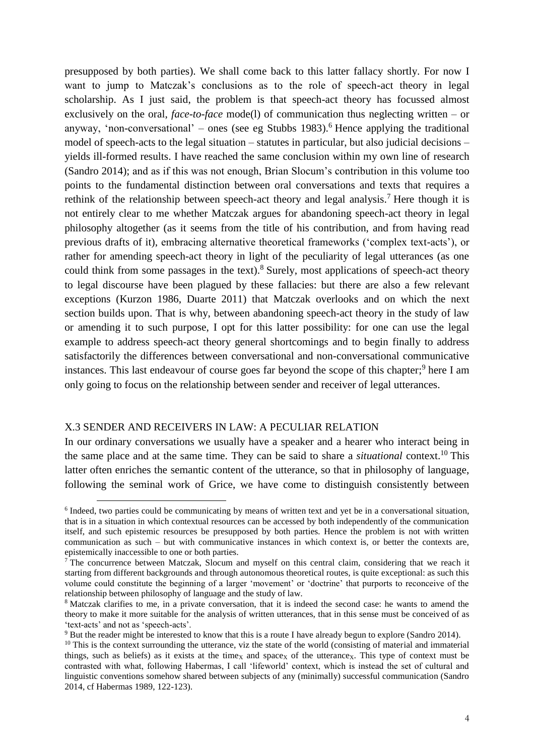presupposed by both parties). We shall come back to this latter fallacy shortly. For now I want to jump to Matczak's conclusions as to the role of speech-act theory in legal scholarship. As I just said, the problem is that speech-act theory has focussed almost exclusively on the oral, *face-to-face* mode(l) of communication thus neglecting written – or anyway, 'non-conversational' – ones (see eg Stubbs 1983).[6] Hence applying the traditional model of speech-acts to the legal situation – statutes in particular, but also judicial decisions – yields ill-formed results. I have reached the same conclusion within my own line of research (Sandro 2014); and as if this was not enough, Brian Slocum's contribution in this volume too points to the fundamental distinction between oral conversations and texts that requires a rethink of the relationship between speech-act theory and legal analysis.[7] Here though it is not entirely clear to me whether Matczak argues for abandoning speech-act theory in legal philosophy altogether (as it seems from the title of his contribution, and from having read previous drafts of it), embracing alternative theoretical frameworks ('complex text-acts'), or rather for amending speech-act theory in light of the peculiarity of legal utterances (as one could think from some passages in the text).[8] Surely, most applications of speech-act theory to legal discourse have been plagued by these fallacies: but there are also a few relevant exceptions (Kurzon 1986, Duarte 2011) that Matczak overlooks and on which the next section builds upon. That is why, between abandoning speech-act theory in the study of law or amending it to such purpose, I opt for this latter possibility: for one can use the legal example to address speech-act theory general shortcomings and to begin finally to address satisfactorily the differences between conversational and non-conversational communicative instances. This last endeavour of course goes far beyond the scope of this chapter;[9] here I am only going to focus on the relationship between sender and receiver of legal utterances.

## X.3 SENDER AND RECEIVERS IN LAW: A PECULIAR RELATION

In our ordinary conversations we usually have a speaker and a hearer who interact being in the same place and at the same time. They can be said to share a *situational* context.[10] This latter often enriches the semantic content of the utterance, so that in philosophy of language, following the seminal work of Grice, we have come to distinguish consistently between

---

[6] Indeed, two parties could be communicating by means of written text and yet be in a conversational situation, that is in a situation in which contextual resources can be accessed by both independently of the communication itself, and such epistemic resources be presupposed by both parties. Hence the problem is not with written communication as such – but with communicative instances in which context is, or better the contexts are, epistemically inaccessible to one or both parties.

[7] The concurrence between Matczak, Slocum and myself on this central claim, considering that we reach it starting from different backgrounds and through autonomous theoretical routes, is quite exceptional: as such this volume could constitute the beginning of a larger 'movement' or 'doctrine' that purports to reconceive of the relationship between philosophy of language and the study of law.

[8] Matczak clarifies to me, in a private conversation, that it is indeed the second case: he wants to amend the theory to make it more suitable for the analysis of written utterances, that in this sense must be conceived of as 'text-acts' and not as 'speech-acts'.

[9] But the reader might be interested to know that this is a route I have already begun to explore (Sandro 2014).

[10] This is the context surrounding the utterance, viz the state of the world (consisting of material and immaterial things, such as beliefs) as it exists at the time$_X$ and space$_X$ of the utterance$_X$. This type of context must be contrasted with what, following Habermas, I call 'lifeworld' context, which is instead the set of cultural and linguistic conventions somehow shared between subjects of any (minimally) successful communication (Sandro 2014, cf Habermas 1989, 122-123).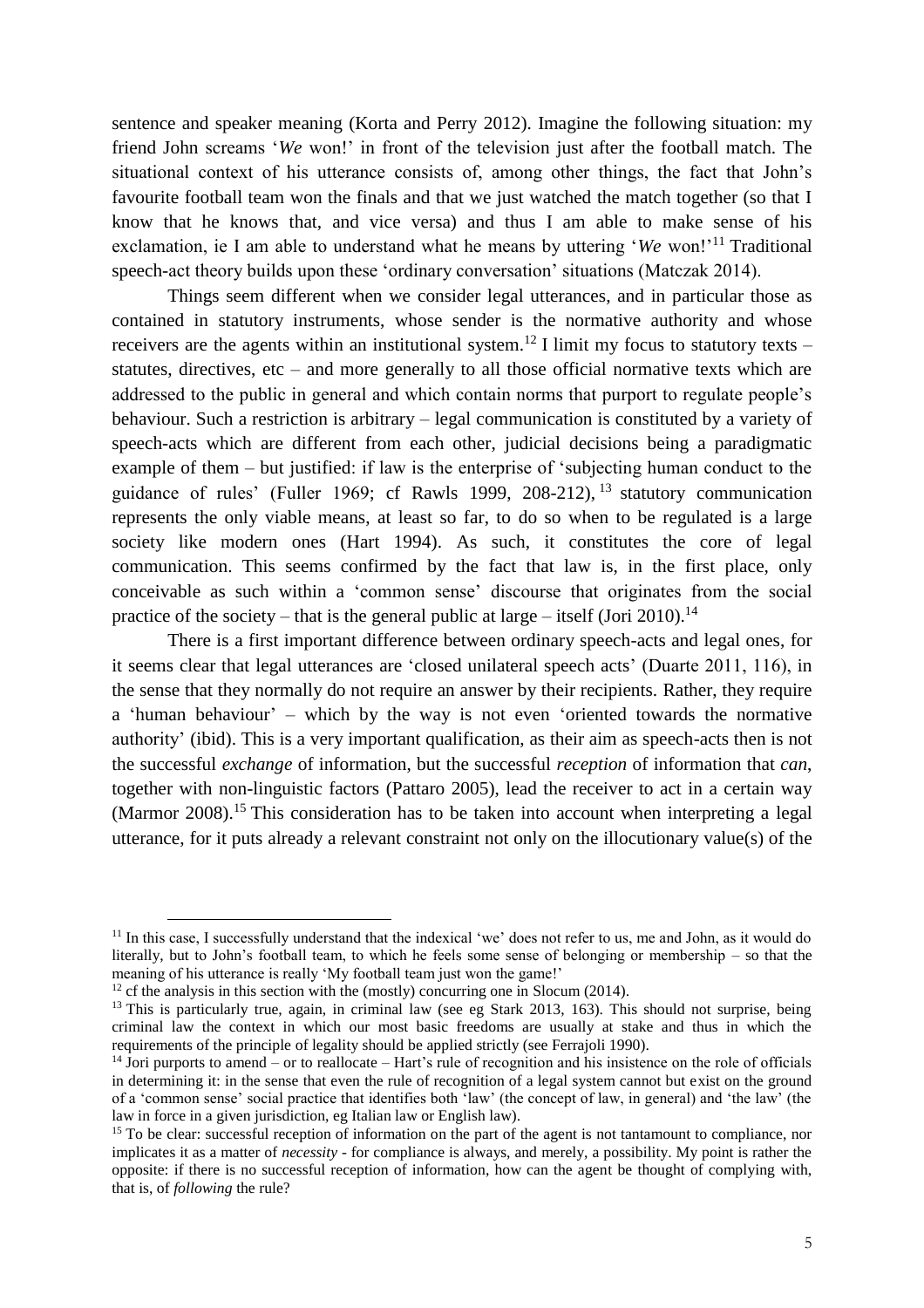sentence and speaker meaning (Korta and Perry 2012). Imagine the following situation: my friend John screams '*We* won!' in front of the television just after the football match. The situational context of his utterance consists of, among other things, the fact that John's favourite football team won the finals and that we just watched the match together (so that I know that he knows that, and vice versa) and thus I am able to make sense of his exclamation, ie I am able to understand what he means by uttering '*We* won!'[11] Traditional speech-act theory builds upon these 'ordinary conversation' situations (Matczak 2014).

Things seem different when we consider legal utterances, and in particular those as contained in statutory instruments, whose sender is the normative authority and whose receivers are the agents within an institutional system.[12] I limit my focus to statutory texts – statutes, directives, etc – and more generally to all those official normative texts which are addressed to the public in general and which contain norms that purport to regulate people's behaviour. Such a restriction is arbitrary – legal communication is constituted by a variety of speech-acts which are different from each other, judicial decisions being a paradigmatic example of them – but justified: if law is the enterprise of 'subjecting human conduct to the guidance of rules' (Fuller 1969; cf Rawls 1999, 208-212),[13] statutory communication represents the only viable means, at least so far, to do so when to be regulated is a large society like modern ones (Hart 1994). As such, it constitutes the core of legal communication. This seems confirmed by the fact that law is, in the first place, only conceivable as such within a 'common sense' discourse that originates from the social practice of the society – that is the general public at large – itself (Jori 2010).[14]

There is a first important difference between ordinary speech-acts and legal ones, for it seems clear that legal utterances are 'closed unilateral speech acts' (Duarte 2011, 116), in the sense that they normally do not require an answer by their recipients. Rather, they require a 'human behaviour' – which by the way is not even 'oriented towards the normative authority' (ibid). This is a very important qualification, as their aim as speech-acts then is not the successful *exchange* of information, but the successful *reception* of information that *can*, together with non-linguistic factors (Pattaro 2005), lead the receiver to act in a certain way (Marmor 2008).[15] This consideration has to be taken into account when interpreting a legal utterance, for it puts already a relevant constraint not only on the illocutionary value(s) of the

---

[11] In this case, I successfully understand that the indexical 'we' does not refer to us, me and John, as it would do literally, but to John's football team, to which he feels some sense of belonging or membership – so that the meaning of his utterance is really 'My football team just won the game!'

[12] cf the analysis in this section with the (mostly) concurring one in Slocum (2014).

[13] This is particularly true, again, in criminal law (see eg Stark 2013, 163). This should not surprise, being criminal law the context in which our most basic freedoms are usually at stake and thus in which the requirements of the principle of legality should be applied strictly (see Ferrajoli 1990).

[14] Jori purports to amend – or to reallocate – Hart's rule of recognition and his insistence on the role of officials in determining it: in the sense that even the rule of recognition of a legal system cannot but exist on the ground of a 'common sense' social practice that identifies both 'law' (the concept of law, in general) and 'the law' (the law in force in a given jurisdiction, eg Italian law or English law).

[15] To be clear: successful reception of information on the part of the agent is not tantamount to compliance, nor implicates it as a matter of *necessity* - for compliance is always, and merely, a possibility. My point is rather the opposite: if there is no successful reception of information, how can the agent be thought of complying with, that is, of *following* the rule?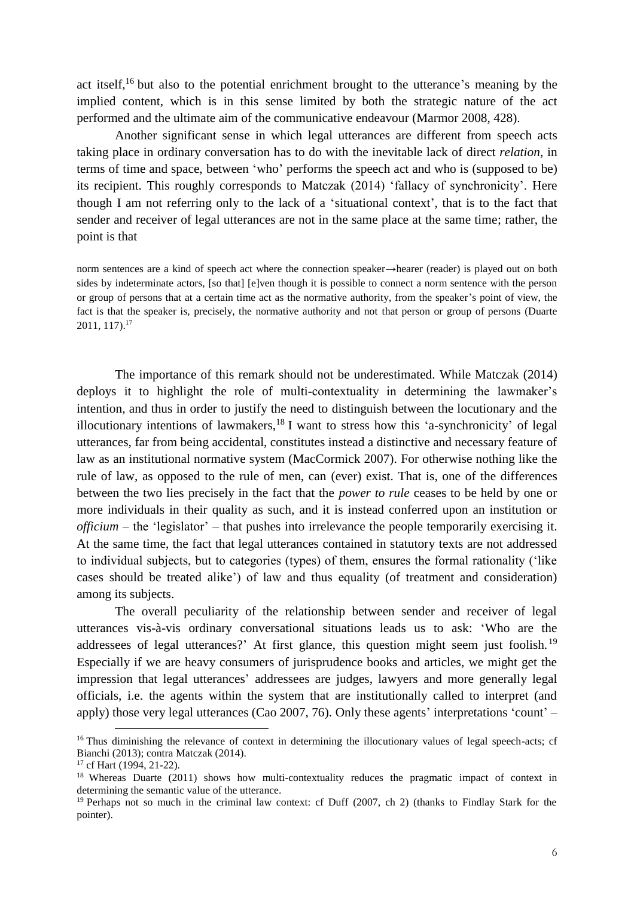act itself,[16] but also to the potential enrichment brought to the utterance's meaning by the implied content, which is in this sense limited by both the strategic nature of the act performed and the ultimate aim of the communicative endeavour (Marmor 2008, 428).

Another significant sense in which legal utterances are different from speech acts taking place in ordinary conversation has to do with the inevitable lack of direct *relation*, in terms of time and space, between 'who' performs the speech act and who is (supposed to be) its recipient. This roughly corresponds to Matczak (2014) 'fallacy of synchronicity'. Here though I am not referring only to the lack of a 'situational context', that is to the fact that sender and receiver of legal utterances are not in the same place at the same time; rather, the point is that

> norm sentences are a kind of speech act where the connection speaker→hearer (reader) is played out on both sides by indeterminate actors, [so that] [e]ven though it is possible to connect a norm sentence with the person or group of persons that at a certain time act as the normative authority, from the speaker's point of view, the fact is that the speaker is, precisely, the normative authority and not that person or group of persons (Duarte 2011, 117).[17]

The importance of this remark should not be underestimated. While Matczak (2014) deploys it to highlight the role of multi-contextuality in determining the lawmaker's intention, and thus in order to justify the need to distinguish between the locutionary and the illocutionary intentions of lawmakers,[18] I want to stress how this 'a-synchronicity' of legal utterances, far from being accidental, constitutes instead a distinctive and necessary feature of law as an institutional normative system (MacCormick 2007). For otherwise nothing like the rule of law, as opposed to the rule of men, can (ever) exist. That is, one of the differences between the two lies precisely in the fact that the *power to rule* ceases to be held by one or more individuals in their quality as such, and it is instead conferred upon an institution or *officium* – the 'legislator' – that pushes into irrelevance the people temporarily exercising it. At the same time, the fact that legal utterances contained in statutory texts are not addressed to individual subjects, but to categories (types) of them, ensures the formal rationality ('like cases should be treated alike') of law and thus equality (of treatment and consideration) among its subjects.

The overall peculiarity of the relationship between sender and receiver of legal utterances vis-à-vis ordinary conversational situations leads us to ask: 'Who are the addressees of legal utterances?' At first glance, this question might seem just foolish.[19] Especially if we are heavy consumers of jurisprudence books and articles, we might get the impression that legal utterances' addressees are judges, lawyers and more generally legal officials, i.e. the agents within the system that are institutionally called to interpret (and apply) those very legal utterances (Cao 2007, 76). Only these agents' interpretations 'count' –

---

[16] Thus diminishing the relevance of context in determining the illocutionary values of legal speech-acts; cf Bianchi (2013); contra Matczak (2014).

[17] cf Hart (1994, 21-22).

[18] Whereas Duarte (2011) shows how multi-contextuality reduces the pragmatic impact of context in determining the semantic value of the utterance.

[19] Perhaps not so much in the criminal law context: cf Duff (2007, ch 2) (thanks to Findlay Stark for the pointer).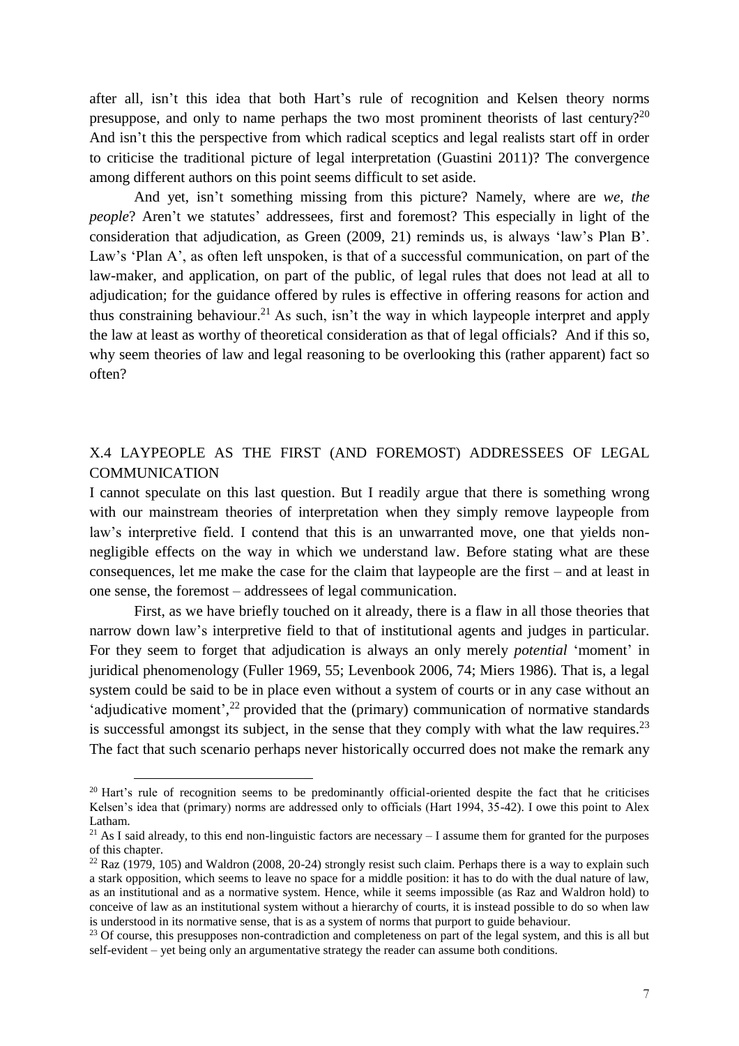after all, isn't this idea that both Hart's rule of recognition and Kelsen theory norms presuppose, and only to name perhaps the two most prominent theorists of last century?[20] And isn't this the perspective from which radical sceptics and legal realists start off in order to criticise the traditional picture of legal interpretation (Guastini 2011)? The convergence among different authors on this point seems difficult to set aside.

And yet, isn't something missing from this picture? Namely, where are *we, the people*? Aren't we statutes' addressees, first and foremost? This especially in light of the consideration that adjudication, as Green (2009, 21) reminds us, is always 'law's Plan B'. Law's 'Plan A', as often left unspoken, is that of a successful communication, on part of the law-maker, and application, on part of the public, of legal rules that does not lead at all to adjudication; for the guidance offered by rules is effective in offering reasons for action and thus constraining behaviour.[21] As such, isn't the way in which laypeople interpret and apply the law at least as worthy of theoretical consideration as that of legal officials? And if this so, why seem theories of law and legal reasoning to be overlooking this (rather apparent) fact so often?

## X.4 LAYPEOPLE AS THE FIRST (AND FOREMOST) ADDRESSEES OF LEGAL COMMUNICATION

I cannot speculate on this last question. But I readily argue that there is something wrong with our mainstream theories of interpretation when they simply remove laypeople from law's interpretive field. I contend that this is an unwarranted move, one that yields non-negligible effects on the way in which we understand law. Before stating what are these consequences, let me make the case for the claim that laypeople are the first – and at least in one sense, the foremost – addressees of legal communication.

First, as we have briefly touched on it already, there is a flaw in all those theories that narrow down law's interpretive field to that of institutional agents and judges in particular. For they seem to forget that adjudication is always an only merely *potential* 'moment' in juridical phenomenology (Fuller 1969, 55; Levenbook 2006, 74; Miers 1986). That is, a legal system could be said to be in place even without a system of courts or in any case without an 'adjudicative moment',[22] provided that the (primary) communication of normative standards is successful amongst its subject, in the sense that they comply with what the law requires.[23] The fact that such scenario perhaps never historically occurred does not make the remark any

---

[20] Hart's rule of recognition seems to be predominantly official-oriented despite the fact that he criticises Kelsen's idea that (primary) norms are addressed only to officials (Hart 1994, 35-42). I owe this point to Alex Latham.

[21] As I said already, to this end non-linguistic factors are necessary – I assume them for granted for the purposes of this chapter.

[22] Raz (1979, 105) and Waldron (2008, 20-24) strongly resist such claim. Perhaps there is a way to explain such a stark opposition, which seems to leave no space for a middle position: it has to do with the dual nature of law, as an institutional and as a normative system. Hence, while it seems impossible (as Raz and Waldron hold) to conceive of law as an institutional system without a hierarchy of courts, it is instead possible to do so when law is understood in its normative sense, that is as a system of norms that purport to guide behaviour.

[23] Of course, this presupposes non-contradiction and completeness on part of the legal system, and this is all but self-evident – yet being only an argumentative strategy the reader can assume both conditions.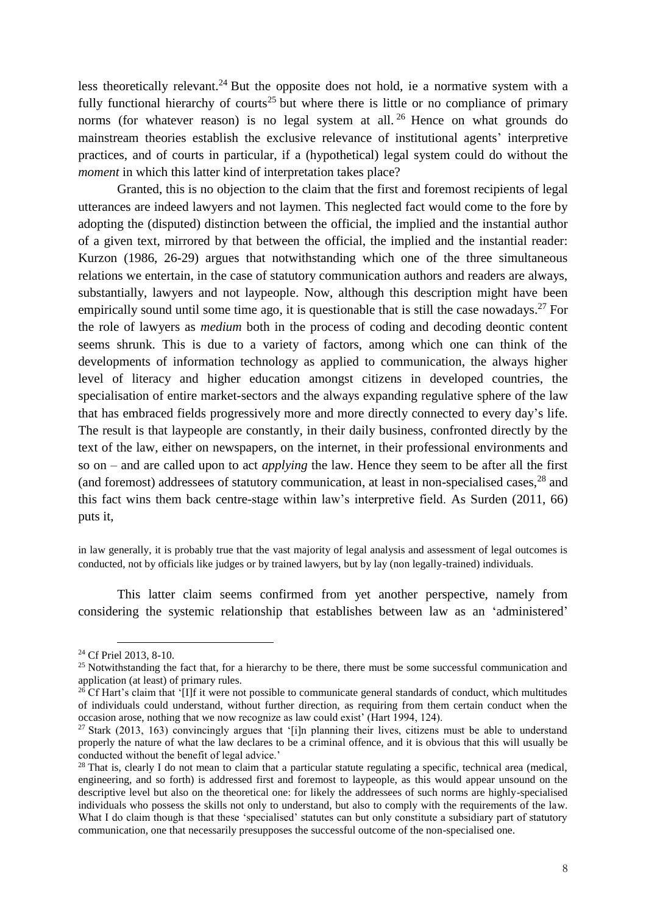less theoretically relevant.[24] But the opposite does not hold, ie a normative system with a fully functional hierarchy of courts[25] but where there is little or no compliance of primary norms (for whatever reason) is no legal system at all.[26] Hence on what grounds do mainstream theories establish the exclusive relevance of institutional agents' interpretive practices, and of courts in particular, if a (hypothetical) legal system could do without the *moment* in which this latter kind of interpretation takes place?

Granted, this is no objection to the claim that the first and foremost recipients of legal utterances are indeed lawyers and not laymen. This neglected fact would come to the fore by adopting the (disputed) distinction between the official, the implied and the instantial author of a given text, mirrored by that between the official, the implied and the instantial reader: Kurzon (1986, 26-29) argues that notwithstanding which one of the three simultaneous relations we entertain, in the case of statutory communication authors and readers are always, substantially, lawyers and not laypeople. Now, although this description might have been empirically sound until some time ago, it is questionable that is still the case nowadays.[27] For the role of lawyers as *medium* both in the process of coding and decoding deontic content seems shrunk. This is due to a variety of factors, among which one can think of the developments of information technology as applied to communication, the always higher level of literacy and higher education amongst citizens in developed countries, the specialisation of entire market-sectors and the always expanding regulative sphere of the law that has embraced fields progressively more and more directly connected to every day's life. The result is that laypeople are constantly, in their daily business, confronted directly by the text of the law, either on newspapers, on the internet, in their professional environments and so on – and are called upon to act *applying* the law. Hence they seem to be after all the first (and foremost) addressees of statutory communication, at least in non-specialised cases,[28] and this fact wins them back centre-stage within law's interpretive field. As Surden (2011, 66) puts it,

> in law generally, it is probably true that the vast majority of legal analysis and assessment of legal outcomes is conducted, not by officials like judges or by trained lawyers, but by lay (non legally-trained) individuals.

This latter claim seems confirmed from yet another perspective, namely from considering the systemic relationship that establishes between law as an 'administered'

---

[24] Cf Priel 2013, 8-10.

[25] Notwithstanding the fact that, for a hierarchy to be there, there must be some successful communication and application (at least) of primary rules.

[26] Cf Hart's claim that '[I]f it were not possible to communicate general standards of conduct, which multitudes of individuals could understand, without further direction, as requiring from them certain conduct when the occasion arose, nothing that we now recognize as law could exist' (Hart 1994, 124).

[27] Stark (2013, 163) convincingly argues that '[i]n planning their lives, citizens must be able to understand properly the nature of what the law declares to be a criminal offence, and it is obvious that this will usually be conducted without the benefit of legal advice.'

[28] That is, clearly I do not mean to claim that a particular statute regulating a specific, technical area (medical, engineering, and so forth) is addressed first and foremost to laypeople, as this would appear unsound on the descriptive level but also on the theoretical one: for likely the addressees of such norms are highly-specialised individuals who possess the skills not only to understand, but also to comply with the requirements of the law. What I do claim though is that these 'specialised' statutes can but only constitute a subsidiary part of statutory communication, one that necessarily presupposes the successful outcome of the non-specialised one.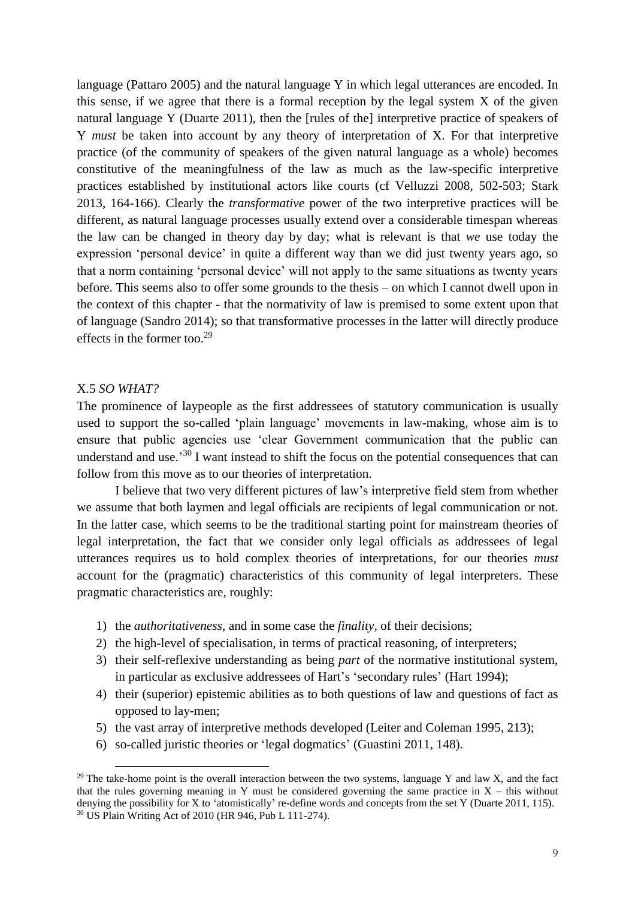language (Pattaro 2005) and the natural language Y in which legal utterances are encoded. In this sense, if we agree that there is a formal reception by the legal system X of the given natural language Y (Duarte 2011), then the [rules of the] interpretive practice of speakers of Y *must* be taken into account by any theory of interpretation of X. For that interpretive practice (of the community of speakers of the given natural language as a whole) becomes constitutive of the meaningfulness of the law as much as the law-specific interpretive practices established by institutional actors like courts (cf Velluzzi 2008, 502-503; Stark 2013, 164-166). Clearly the *transformative* power of the two interpretive practices will be different, as natural language processes usually extend over a considerable timespan whereas the law can be changed in theory day by day; what is relevant is that *we* use today the expression 'personal device' in quite a different way than we did just twenty years ago, so that a norm containing 'personal device' will not apply to the same situations as twenty years before. This seems also to offer some grounds to the thesis – on which I cannot dwell upon in the context of this chapter - that the normativity of law is premised to some extent upon that of language (Sandro 2014); so that transformative processes in the latter will directly produce effects in the former too.[29]

### X.5 *SO WHAT?*

The prominence of laypeople as the first addressees of statutory communication is usually used to support the so-called 'plain language' movements in law-making, whose aim is to ensure that public agencies use 'clear Government communication that the public can understand and use.'[30] I want instead to shift the focus on the potential consequences that can follow from this move as to our theories of interpretation.

I believe that two very different pictures of law's interpretive field stem from whether we assume that both laymen and legal officials are recipients of legal communication or not. In the latter case, which seems to be the traditional starting point for mainstream theories of legal interpretation, the fact that we consider only legal officials as addressees of legal utterances requires us to hold complex theories of interpretations, for our theories *must* account for the (pragmatic) characteristics of this community of legal interpreters. These pragmatic characteristics are, roughly:

1) the *authoritativeness*, and in some case the *finality*, of their decisions;
2) the high-level of specialisation, in terms of practical reasoning, of interpreters;
3) their self-reflexive understanding as being *part* of the normative institutional system, in particular as exclusive addressees of Hart's 'secondary rules' (Hart 1994);
4) their (superior) epistemic abilities as to both questions of law and questions of fact as opposed to lay-men;
5) the vast array of interpretive methods developed (Leiter and Coleman 1995, 213);
6) so-called juristic theories or 'legal dogmatics' (Guastini 2011, 148).

---

[29] The take-home point is the overall interaction between the two systems, language Y and law X, and the fact that the rules governing meaning in Y must be considered governing the same practice in X – this without denying the possibility for X to 'atomistically' re-define words and concepts from the set Y (Duarte 2011, 115).

[30] US Plain Writing Act of 2010 (HR 946, Pub L 111-274).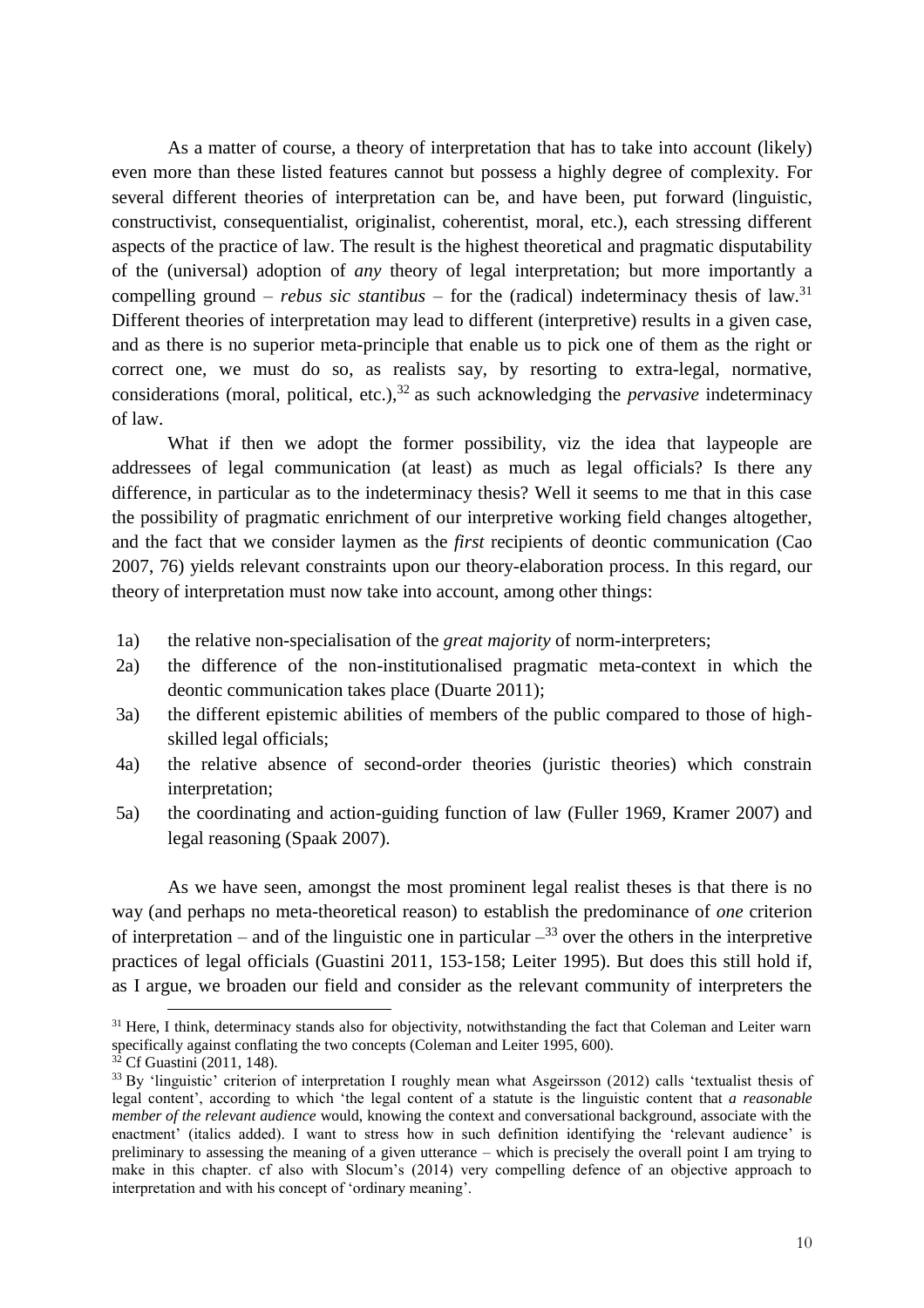As a matter of course, a theory of interpretation that has to take into account (likely) even more than these listed features cannot but possess a highly degree of complexity. For several different theories of interpretation can be, and have been, put forward (linguistic, constructivist, consequentialist, originalist, coherentist, moral, etc.), each stressing different aspects of the practice of law. The result is the highest theoretical and pragmatic disputability of the (universal) adoption of *any* theory of legal interpretation; but more importantly a compelling ground – *rebus sic stantibus* – for the (radical) indeterminacy thesis of law.[31] Different theories of interpretation may lead to different (interpretive) results in a given case, and as there is no superior meta-principle that enable us to pick one of them as the right or correct one, we must do so, as realists say, by resorting to extra-legal, normative, considerations (moral, political, etc.),[32] as such acknowledging the *pervasive* indeterminacy of law.

What if then we adopt the former possibility, viz the idea that laypeople are addressees of legal communication (at least) as much as legal officials? Is there any difference, in particular as to the indeterminacy thesis? Well it seems to me that in this case the possibility of pragmatic enrichment of our interpretive working field changes altogether, and the fact that we consider laymen as the *first* recipients of deontic communication (Cao 2007, 76) yields relevant constraints upon our theory-elaboration process. In this regard, our theory of interpretation must now take into account, among other things:

1a) the relative non-specialisation of the *great majority* of norm-interpreters;

2a) the difference of the non-institutionalised pragmatic meta-context in which the deontic communication takes place (Duarte 2011);

3a) the different epistemic abilities of members of the public compared to those of high-skilled legal officials;

4a) the relative absence of second-order theories (juristic theories) which constrain interpretation;

5a) the coordinating and action-guiding function of law (Fuller 1969, Kramer 2007) and legal reasoning (Spaak 2007).

As we have seen, amongst the most prominent legal realist theses is that there is no way (and perhaps no meta-theoretical reason) to establish the predominance of *one* criterion of interpretation – and of the linguistic one in particular –[33] over the others in the interpretive practices of legal officials (Guastini 2011, 153-158; Leiter 1995). But does this still hold if, as I argue, we broaden our field and consider as the relevant community of interpreters the

---

[31] Here, I think, determinacy stands also for objectivity, notwithstanding the fact that Coleman and Leiter warn specifically against conflating the two concepts (Coleman and Leiter 1995, 600).

[32] Cf Guastini (2011, 148).

[33] By 'linguistic' criterion of interpretation I roughly mean what Asgeirsson (2012) calls 'textualist thesis of legal content', according to which 'the legal content of a statute is the linguistic content that *a reasonable member of the relevant audience* would, knowing the context and conversational background, associate with the enactment' (italics added). I want to stress how in such definition identifying the 'relevant audience' is preliminary to assessing the meaning of a given utterance – which is precisely the overall point I am trying to make in this chapter. cf also with Slocum's (2014) very compelling defence of an objective approach to interpretation and with his concept of 'ordinary meaning'.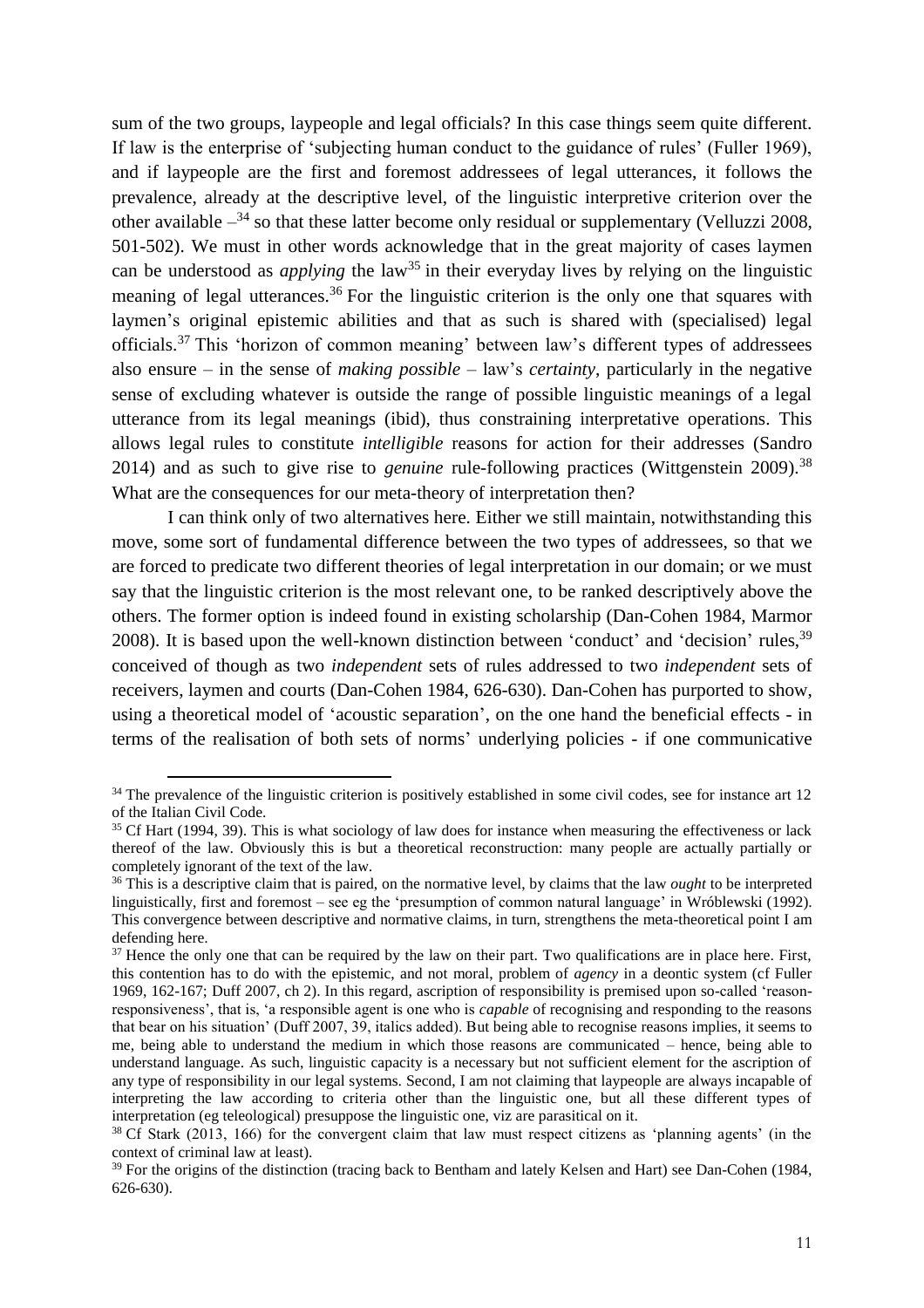sum of the two groups, laypeople and legal officials? In this case things seem quite different. If law is the enterprise of 'subjecting human conduct to the guidance of rules' (Fuller 1969), and if laypeople are the first and foremost addressees of legal utterances, it follows the prevalence, already at the descriptive level, of the linguistic interpretive criterion over the other available –[34] so that these latter become only residual or supplementary (Velluzzi 2008, 501-502). We must in other words acknowledge that in the great majority of cases laymen can be understood as *applying* the law[35] in their everyday lives by relying on the linguistic meaning of legal utterances.[36] For the linguistic criterion is the only one that squares with laymen's original epistemic abilities and that as such is shared with (specialised) legal officials.[37] This 'horizon of common meaning' between law's different types of addressees also ensure – in the sense of *making possible* – law's *certainty*, particularly in the negative sense of excluding whatever is outside the range of possible linguistic meanings of a legal utterance from its legal meanings (ibid), thus constraining interpretative operations. This allows legal rules to constitute *intelligible* reasons for action for their addresses (Sandro 2014) and as such to give rise to *genuine* rule-following practices (Wittgenstein 2009).[38] What are the consequences for our meta-theory of interpretation then?

I can think only of two alternatives here. Either we still maintain, notwithstanding this move, some sort of fundamental difference between the two types of addressees, so that we are forced to predicate two different theories of legal interpretation in our domain; or we must say that the linguistic criterion is the most relevant one, to be ranked descriptively above the others. The former option is indeed found in existing scholarship (Dan-Cohen 1984, Marmor 2008). It is based upon the well-known distinction between 'conduct' and 'decision' rules,[39] conceived of though as two *independent* sets of rules addressed to two *independent* sets of receivers, laymen and courts (Dan-Cohen 1984, 626-630). Dan-Cohen has purported to show, using a theoretical model of 'acoustic separation', on the one hand the beneficial effects - in terms of the realisation of both sets of norms' underlying policies - if one communicative

---

[34] The prevalence of the linguistic criterion is positively established in some civil codes, see for instance art 12 of the Italian Civil Code.

[35] Cf Hart (1994, 39). This is what sociology of law does for instance when measuring the effectiveness or lack thereof of the law. Obviously this is but a theoretical reconstruction: many people are actually partially or completely ignorant of the text of the law.

[36] This is a descriptive claim that is paired, on the normative level, by claims that the law *ought* to be interpreted linguistically, first and foremost – see eg the 'presumption of common natural language' in Wróblewski (1992). This convergence between descriptive and normative claims, in turn, strengthens the meta-theoretical point I am defending here.

[37] Hence the only one that can be required by the law on their part. Two qualifications are in place here. First, this contention has to do with the epistemic, and not moral, problem of *agency* in a deontic system (cf Fuller 1969, 162-167; Duff 2007, ch 2). In this regard, ascription of responsibility is premised upon so-called 'reason-responsiveness', that is, 'a responsible agent is one who is *capable* of recognising and responding to the reasons that bear on his situation' (Duff 2007, 39, italics added). But being able to recognise reasons implies, it seems to me, being able to understand the medium in which those reasons are communicated – hence, being able to understand language. As such, linguistic capacity is a necessary but not sufficient element for the ascription of any type of responsibility in our legal systems. Second, I am not claiming that laypeople are always incapable of interpreting the law according to criteria other than the linguistic one, but all these different types of interpretation (eg teleological) presuppose the linguistic one, viz are parasitical on it.

[38] Cf Stark (2013, 166) for the convergent claim that law must respect citizens as 'planning agents' (in the context of criminal law at least).

[39] For the origins of the distinction (tracing back to Bentham and lately Kelsen and Hart) see Dan-Cohen (1984, 626-630).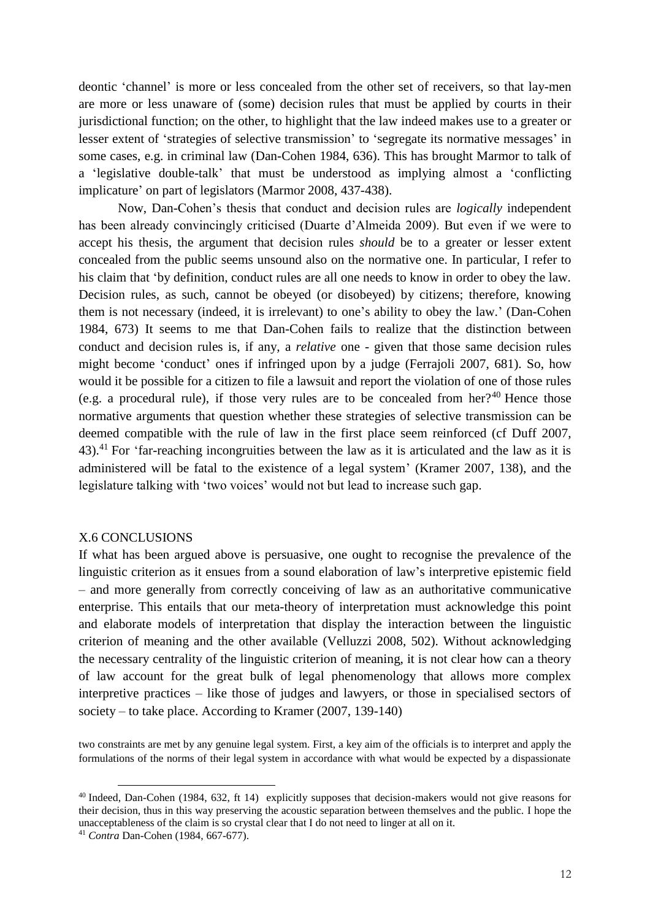deontic 'channel' is more or less concealed from the other set of receivers, so that lay-men are more or less unaware of (some) decision rules that must be applied by courts in their jurisdictional function; on the other, to highlight that the law indeed makes use to a greater or lesser extent of 'strategies of selective transmission' to 'segregate its normative messages' in some cases, e.g. in criminal law (Dan-Cohen 1984, 636). This has brought Marmor to talk of a 'legislative double-talk' that must be understood as implying almost a 'conflicting implicature' on part of legislators (Marmor 2008, 437-438).

Now, Dan-Cohen's thesis that conduct and decision rules are *logically* independent has been already convincingly criticised (Duarte d'Almeida 2009). But even if we were to accept his thesis, the argument that decision rules *should* be to a greater or lesser extent concealed from the public seems unsound also on the normative one. In particular, I refer to his claim that 'by definition, conduct rules are all one needs to know in order to obey the law. Decision rules, as such, cannot be obeyed (or disobeyed) by citizens; therefore, knowing them is not necessary (indeed, it is irrelevant) to one's ability to obey the law.' (Dan-Cohen 1984, 673) It seems to me that Dan-Cohen fails to realize that the distinction between conduct and decision rules is, if any, a *relative* one - given that those same decision rules might become 'conduct' ones if infringed upon by a judge (Ferrajoli 2007, 681). So, how would it be possible for a citizen to file a lawsuit and report the violation of one of those rules (e.g. a procedural rule), if those very rules are to be concealed from her?[40] Hence those normative arguments that question whether these strategies of selective transmission can be deemed compatible with the rule of law in the first place seem reinforced (cf Duff 2007, 43).[41] For 'far-reaching incongruities between the law as it is articulated and the law as it is administered will be fatal to the existence of a legal system' (Kramer 2007, 138), and the legislature talking with 'two voices' would not but lead to increase such gap.

## X.6 CONCLUSIONS

If what has been argued above is persuasive, one ought to recognise the prevalence of the linguistic criterion as it ensues from a sound elaboration of law's interpretive epistemic field – and more generally from correctly conceiving of law as an authoritative communicative enterprise. This entails that our meta-theory of interpretation must acknowledge this point and elaborate models of interpretation that display the interaction between the linguistic criterion of meaning and the other available (Velluzzi 2008, 502). Without acknowledging the necessary centrality of the linguistic criterion of meaning, it is not clear how can a theory of law account for the great bulk of legal phenomenology that allows more complex interpretive practices – like those of judges and lawyers, or those in specialised sectors of society – to take place. According to Kramer (2007, 139-140)

> two constraints are met by any genuine legal system. First, a key aim of the officials is to interpret and apply the formulations of the norms of their legal system in accordance with what would be expected by a dispassionate

---

[40] Indeed, Dan-Cohen (1984, 632, ft 14) explicitly supposes that decision-makers would not give reasons for their decision, thus in this way preserving the acoustic separation between themselves and the public. I hope the unacceptableness of the claim is so crystal clear that I do not need to linger at all on it.

[41] *Contra* Dan-Cohen (1984, 667-677).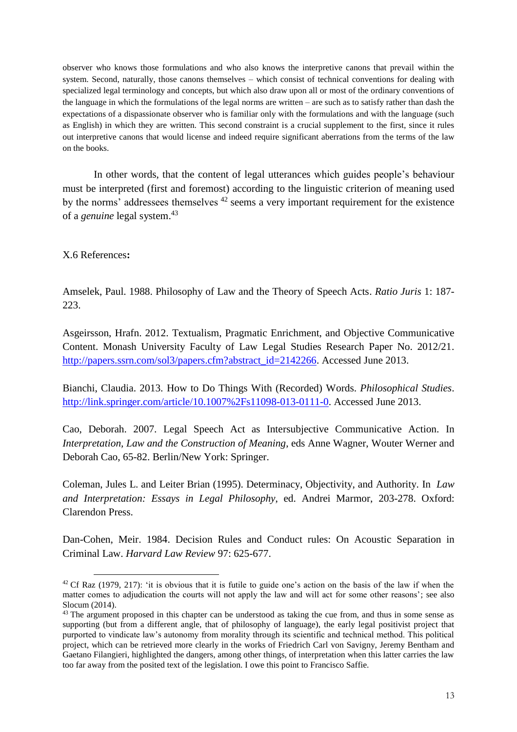observer who knows those formulations and who also knows the interpretive canons that prevail within the system. Second, naturally, those canons themselves – which consist of technical conventions for dealing with specialized legal terminology and concepts, but which also draw upon all or most of the ordinary conventions of the language in which the formulations of the legal norms are written – are such as to satisfy rather than dash the expectations of a dispassionate observer who is familiar only with the formulations and with the language (such as English) in which they are written. This second constraint is a crucial supplement to the first, since it rules out interpretive canons that would license and indeed require significant aberrations from the terms of the law on the books.

In other words, that the content of legal utterances which guides people's behaviour must be interpreted (first and foremost) according to the linguistic criterion of meaning used by the norms' addressees themselves [42] seems a very important requirement for the existence of a *genuine* legal system.[43]

X.6 References**:**

Amselek, Paul. 1988. Philosophy of Law and the Theory of Speech Acts. *Ratio Juris* 1: 187-223.

Asgeirsson, Hrafn. 2012. Textualism, Pragmatic Enrichment, and Objective Communicative Content. Monash University Faculty of Law Legal Studies Research Paper No. 2012/21. http://papers.ssrn.com/sol3/papers.cfm?abstract_id=2142266. Accessed June 2013.

Bianchi, Claudia. 2013. How to Do Things With (Recorded) Words. *Philosophical Studies*. http://link.springer.com/article/10.1007%2Fs11098-013-0111-0. Accessed June 2013.

Cao, Deborah. 2007. Legal Speech Act as Intersubjective Communicative Action. In *Interpretation, Law and the Construction of Meaning*, eds Anne Wagner, Wouter Werner and Deborah Cao, 65-82. Berlin/New York: Springer.

Coleman, Jules L. and Leiter Brian (1995). Determinacy, Objectivity, and Authority. In *Law and Interpretation: Essays in Legal Philosophy*, ed. Andrei Marmor, 203-278. Oxford: Clarendon Press.

Dan-Cohen, Meir. 1984. Decision Rules and Conduct rules: On Acoustic Separation in Criminal Law. *Harvard Law Review* 97: 625-677.

---

[42] Cf Raz (1979, 217): 'it is obvious that it is futile to guide one's action on the basis of the law if when the matter comes to adjudication the courts will not apply the law and will act for some other reasons'; see also Slocum (2014).

[43] The argument proposed in this chapter can be understood as taking the cue from, and thus in some sense as supporting (but from a different angle, that of philosophy of language), the early legal positivist project that purported to vindicate law's autonomy from morality through its scientific and technical method. This political project, which can be retrieved more clearly in the works of Friedrich Carl von Savigny, Jeremy Bentham and Gaetano Filangieri, highlighted the dangers, among other things, of interpretation when this latter carries the law too far away from the posited text of the legislation. I owe this point to Francisco Saffie.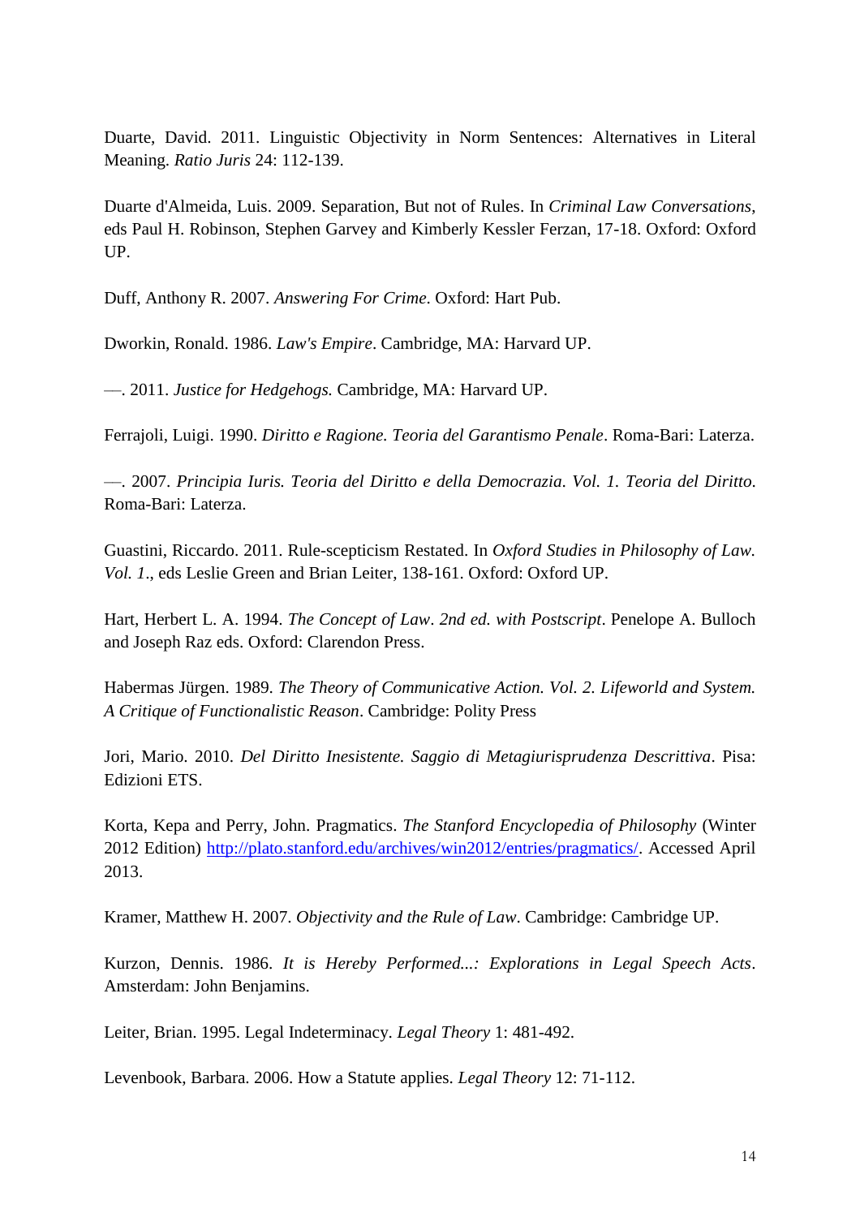Duarte, David. 2011. Linguistic Objectivity in Norm Sentences: Alternatives in Literal Meaning. *Ratio Juris* 24: 112-139.

Duarte d'Almeida, Luis. 2009. Separation, But not of Rules. In *Criminal Law Conversations*, eds Paul H. Robinson, Stephen Garvey and Kimberly Kessler Ferzan, 17-18. Oxford: Oxford UP.

Duff, Anthony R. 2007. *Answering For Crime*. Oxford: Hart Pub.

Dworkin, Ronald. 1986. *Law's Empire*. Cambridge, MA: Harvard UP.

—. 2011. *Justice for Hedgehogs.* Cambridge, MA: Harvard UP.

Ferrajoli, Luigi. 1990. *Diritto e Ragione. Teoria del Garantismo Penale*. Roma-Bari: Laterza.

—. 2007. *Principia Iuris. Teoria del Diritto e della Democrazia. Vol. 1. Teoria del Diritto.* Roma-Bari: Laterza.

Guastini, Riccardo. 2011. Rule-scepticism Restated. In *Oxford Studies in Philosophy of Law. Vol. 1*., eds Leslie Green and Brian Leiter, 138-161. Oxford: Oxford UP.

Hart, Herbert L. A. 1994. *The Concept of Law*. *2nd ed. with Postscript*. Penelope A. Bulloch and Joseph Raz eds. Oxford: Clarendon Press.

Habermas Jürgen. 1989. *The Theory of Communicative Action. Vol. 2. Lifeworld and System. A Critique of Functionalistic Reason*. Cambridge: Polity Press

Jori, Mario. 2010. *Del Diritto Inesistente. Saggio di Metagiurisprudenza Descrittiva*. Pisa: Edizioni ETS.

Korta, Kepa and Perry, John. Pragmatics. *The Stanford Encyclopedia of Philosophy* (Winter 2012 Edition) http://plato.stanford.edu/archives/win2012/entries/pragmatics/. Accessed April 2013.

Kramer, Matthew H. 2007. *Objectivity and the Rule of Law*. Cambridge: Cambridge UP.

Kurzon, Dennis. 1986. *It is Hereby Performed...: Explorations in Legal Speech Acts*. Amsterdam: John Benjamins.

Leiter, Brian. 1995. Legal Indeterminacy. *Legal Theory* 1: 481-492.

Levenbook, Barbara. 2006. How a Statute applies. *Legal Theory* 12: 71-112.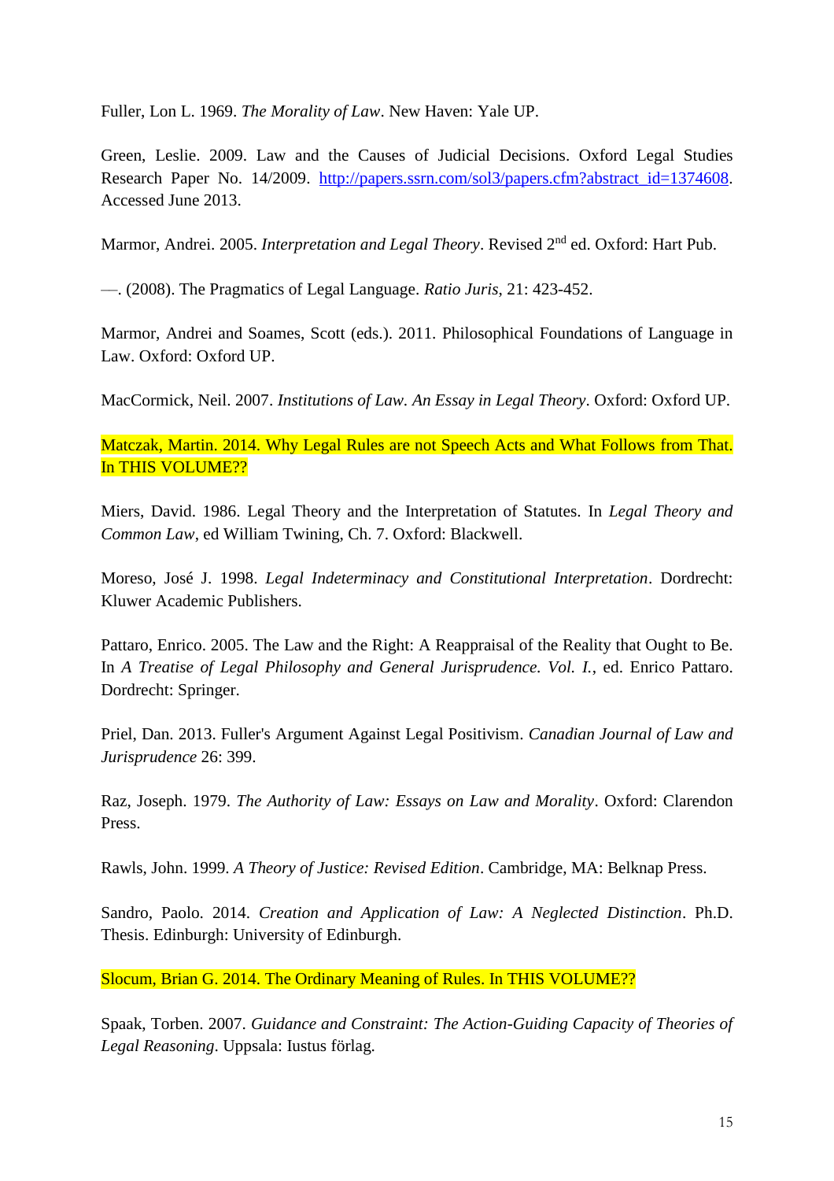Fuller, Lon L. 1969. *The Morality of Law*. New Haven: Yale UP.

Green, Leslie. 2009. Law and the Causes of Judicial Decisions. Oxford Legal Studies Research Paper No. 14/2009. http://papers.ssrn.com/sol3/papers.cfm?abstract_id=1374608. Accessed June 2013.

Marmor, Andrei. 2005. *Interpretation and Legal Theory*. Revised 2nd ed. Oxford: Hart Pub.

—. (2008). The Pragmatics of Legal Language. *Ratio Juris*, 21: 423-452.

Marmor, Andrei and Soames, Scott (eds.). 2011. Philosophical Foundations of Language in Law. Oxford: Oxford UP.

MacCormick, Neil. 2007. *Institutions of Law. An Essay in Legal Theory*. Oxford: Oxford UP.

Matczak, Martin. 2014. Why Legal Rules are not Speech Acts and What Follows from That. In THIS VOLUME??

Miers, David. 1986. Legal Theory and the Interpretation of Statutes. In *Legal Theory and Common Law*, ed William Twining, Ch. 7. Oxford: Blackwell.

Moreso, José J. 1998. *Legal Indeterminacy and Constitutional Interpretation*. Dordrecht: Kluwer Academic Publishers.

Pattaro, Enrico. 2005. The Law and the Right: A Reappraisal of the Reality that Ought to Be. In *A Treatise of Legal Philosophy and General Jurisprudence. Vol. I.*, ed. Enrico Pattaro. Dordrecht: Springer.

Priel, Dan. 2013. Fuller's Argument Against Legal Positivism. *Canadian Journal of Law and Jurisprudence* 26: 399.

Raz, Joseph. 1979. *The Authority of Law: Essays on Law and Morality*. Oxford: Clarendon Press.

Rawls, John. 1999. *A Theory of Justice: Revised Edition*. Cambridge, MA: Belknap Press.

Sandro, Paolo. 2014. *Creation and Application of Law: A Neglected Distinction*. Ph.D. Thesis. Edinburgh: University of Edinburgh.

Slocum, Brian G. 2014. The Ordinary Meaning of Rules. In THIS VOLUME??

Spaak, Torben. 2007. *Guidance and Constraint: The Action-Guiding Capacity of Theories of Legal Reasoning*. Uppsala: Iustus förlag.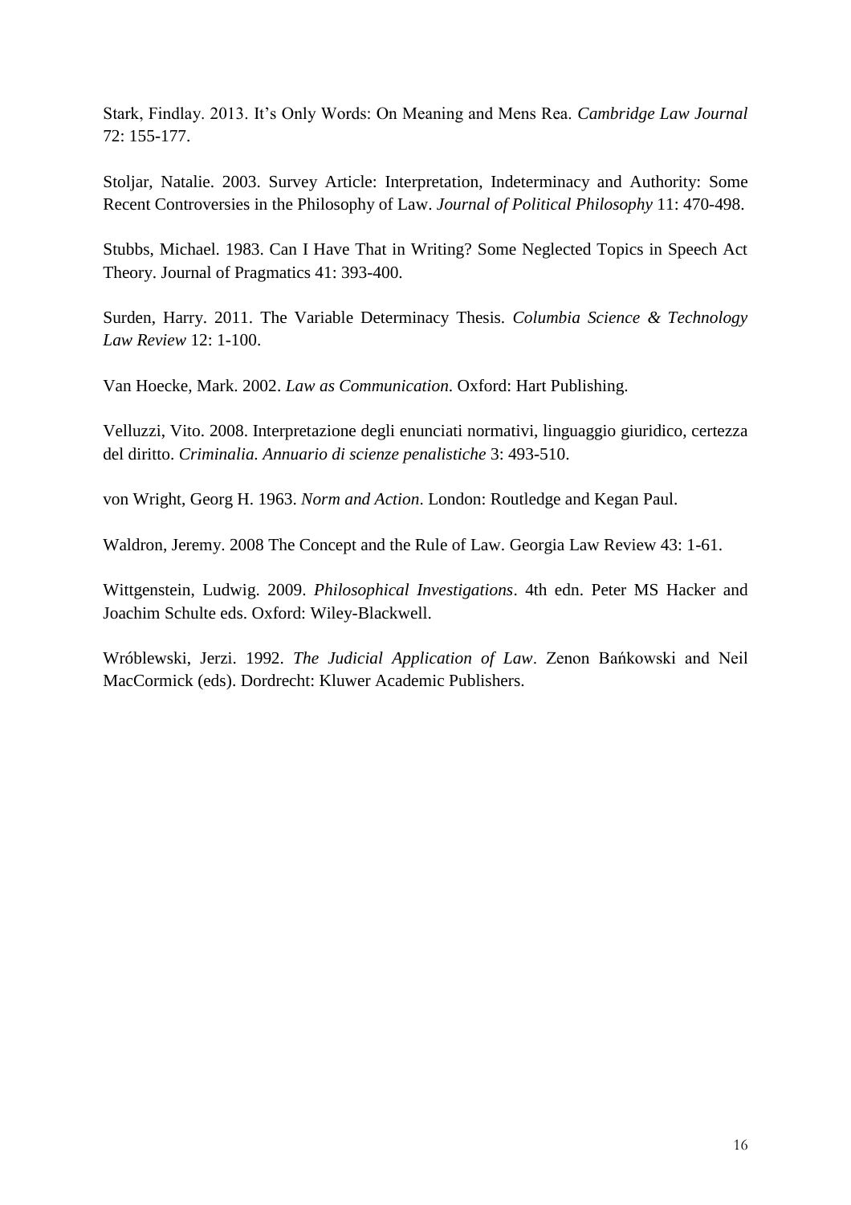Stark, Findlay. 2013. It's Only Words: On Meaning and Mens Rea. *Cambridge Law Journal* 72: 155-177.

Stoljar, Natalie. 2003. Survey Article: Interpretation, Indeterminacy and Authority: Some Recent Controversies in the Philosophy of Law. *Journal of Political Philosophy* 11: 470-498.

Stubbs, Michael. 1983. Can I Have That in Writing? Some Neglected Topics in Speech Act Theory. Journal of Pragmatics 41: 393-400.

Surden, Harry. 2011. The Variable Determinacy Thesis. *Columbia Science & Technology Law Review* 12: 1-100.

Van Hoecke, Mark. 2002. *Law as Communication*. Oxford: Hart Publishing.

Velluzzi, Vito. 2008. Interpretazione degli enunciati normativi, linguaggio giuridico, certezza del diritto. *Criminalia. Annuario di scienze penalistiche* 3: 493-510.

von Wright, Georg H. 1963. *Norm and Action*. London: Routledge and Kegan Paul.

Waldron, Jeremy. 2008 The Concept and the Rule of Law. Georgia Law Review 43: 1-61.

Wittgenstein, Ludwig. 2009. *Philosophical Investigations*. 4th edn. Peter MS Hacker and Joachim Schulte eds. Oxford: Wiley-Blackwell.

Wróblewski, Jerzi. 1992. *The Judicial Application of Law*. Zenon Bańkowski and Neil MacCormick (eds). Dordrecht: Kluwer Academic Publishers.